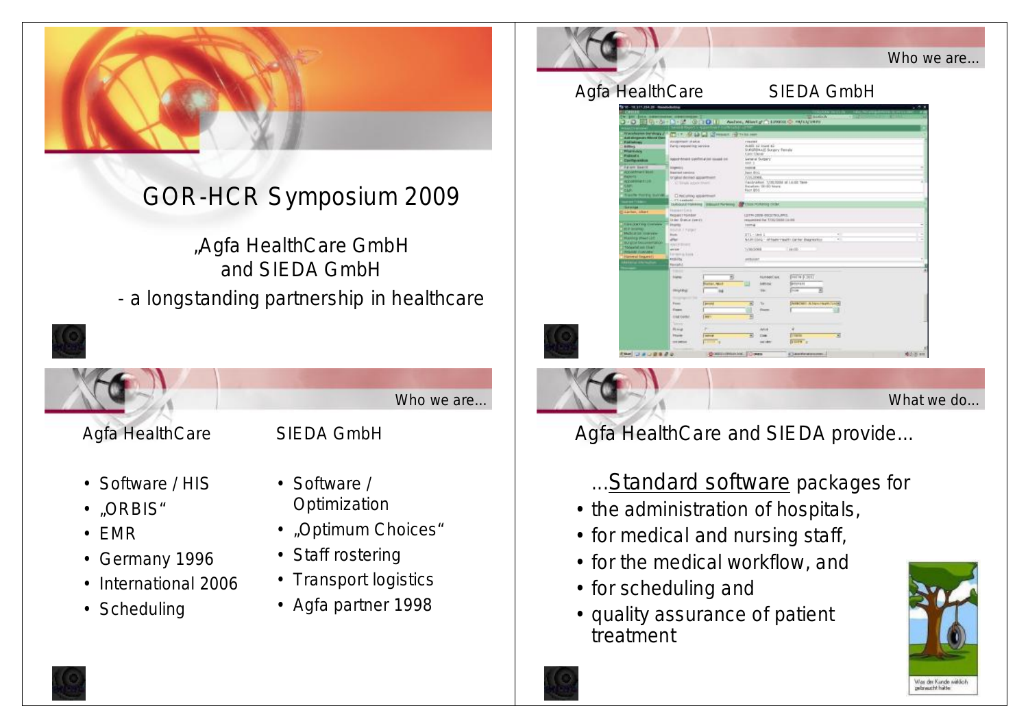# GOR-HCR Symposium 2009

„Agfa HealthCare GmbH and SIEDA GmbH

- a longstanding partnership in healthcare

---

## Who we are...

Agfa HealthCare SIEDA GmbH

---

## Who we are...

**Agfa HealthCare**

- Software / HIS
- „ORBIS“
- EMR
- Germany 1996
- International 2006
- Scheduling

**SIEDA GmbH**

- Software / Optimization
- „Optimum Choices“
- Staff rostering
- Transport logistics
- Agfa partner 1998

---

## What we do...

Agfa HealthCare and SIEDA provide...

...Standard software packages for

- the administration of hospitals,
- for medical and nursing staff,
- for the medical workflow, and
- for scheduling and
- quality assurance of patient treatment

Was der Kunde wirklich gebraucht hätte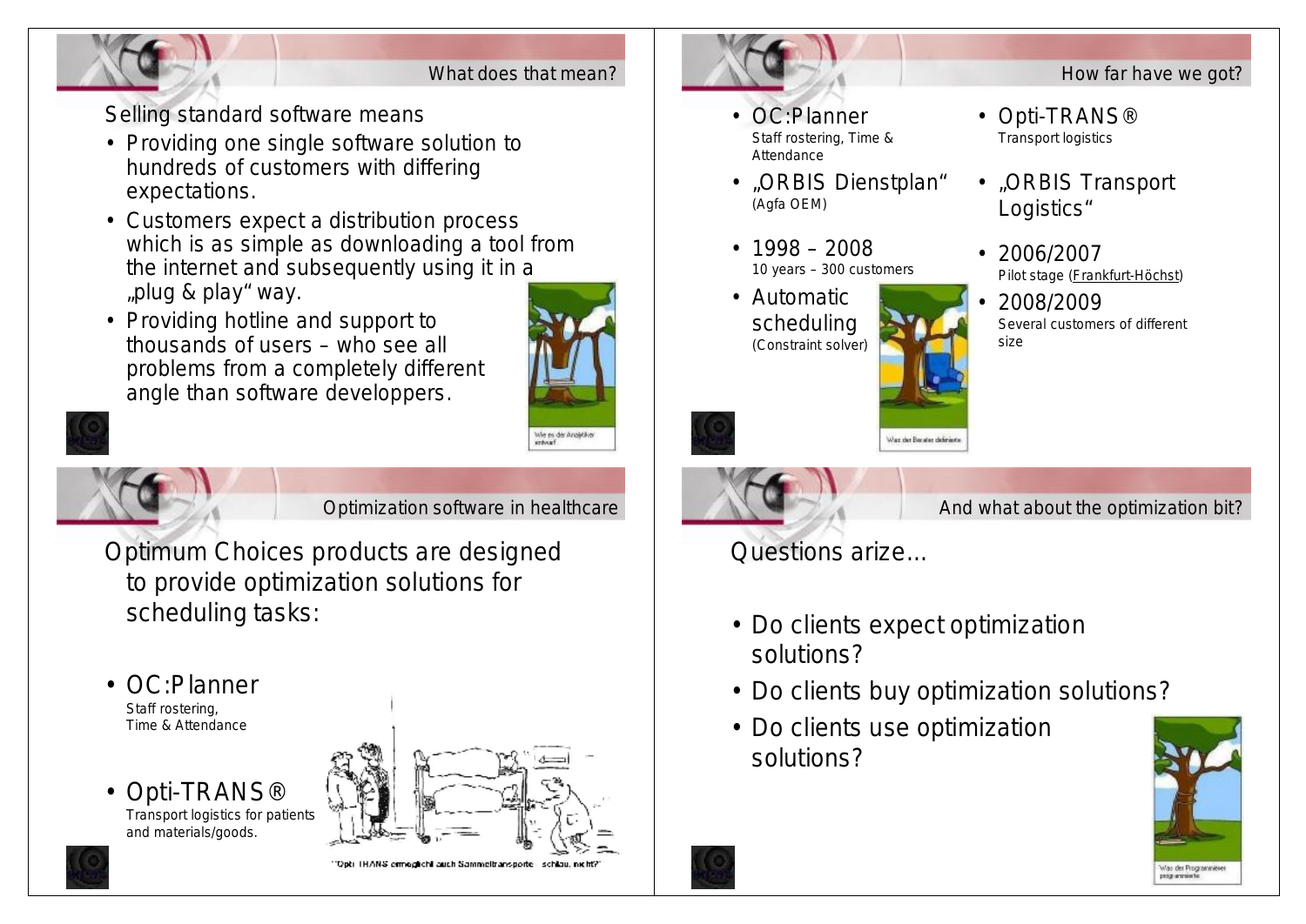## What does that mean?

Selling standard software means

- Providing one single software solution to hundreds of customers with differing expectations.
- Customers expect a distribution process which is as simple as downloading a tool from the internet and subsequently using it in a „plug & play" way.
- Providing hotline and support to thousands of users – who see all problems from a completely different angle than software developpers.

Wie es der Analytiker entwarf

## How far have we got?

- OC:Planner
  Staff rostering, Time & Attendance
- „ORBIS Dienstplan"
  (Agfa OEM)
- 1998 – 2008
  10 years – 300 customers
- Automatic scheduling
  (Constraint solver)

- Opti-TRANS®
  Transport logistics
- „ORBIS Transport Logistics"
- 2006/2007
  Pilot stage (Frankfurt-Höchst)
- 2008/2009
  Several customers of different size

Was der Berater definierte

## Optimization software in healthcare

Optimum Choices products are designed to provide optimization solutions for scheduling tasks:

- OC:Planner
  Staff rostering,
  Time & Attendance
- Opti-TRANS®
  Transport logistics for patients and materials/goods.

"Opti TRANS ermöglicht auch Sammeltransporte – schlau, nicht?"

## And what about the optimization bit?

Questions arize…

- Do clients expect optimization solutions?
- Do clients buy optimization solutions?
- Do clients use optimization solutions?

Was der Programmierer programmierte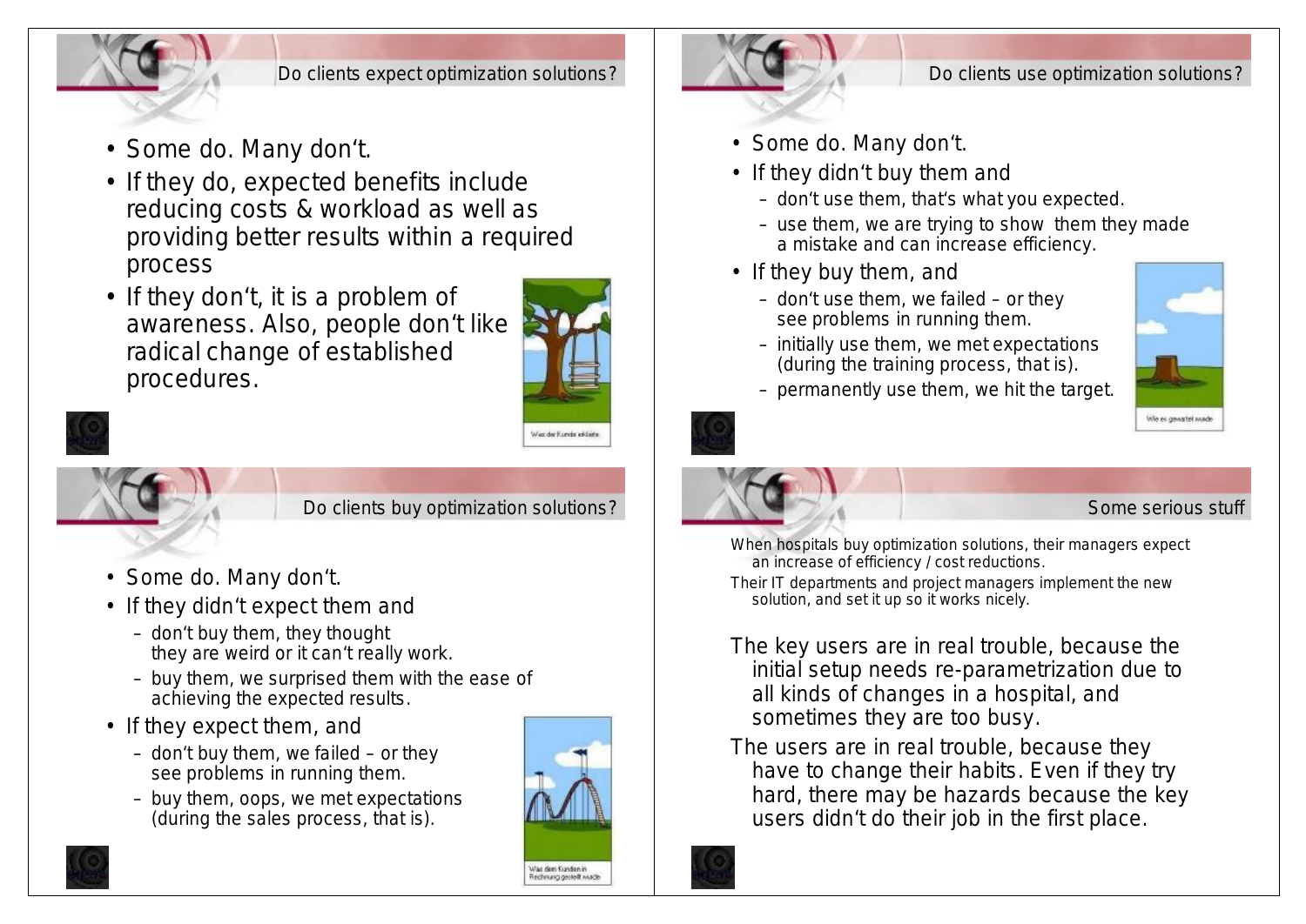## Do clients expect optimization solutions?

- Some do. Many don't.
- If they do, expected benefits include reducing costs & workload as well as providing better results within a required process
- If they don't, it is a problem of awareness. Also, people don't like radical change of established procedures.

Was der Kunde erklärte

## Do clients buy optimization solutions?

- Some do. Many don't.
- If they didn't expect them and
  - don't buy them, they thought they are weird or it can't really work.
  - buy them, we surprised them with the ease of achieving the expected results.
- If they expect them, and
  - don't buy them, we failed – or they see problems in running them.
  - buy them, oops, we met expectations (during the sales process, that is).

Was dem Kunden in Rechnung gestellt wurde

## Do clients use optimization solutions?

- Some do. Many don't.
- If they didn't buy them and
  - don't use them, that's what you expected.
  - use them, we are trying to show them they made a mistake and can increase efficiency.
- If they buy them, and
  - don't use them, we failed – or they see problems in running them.
  - initially use them, we met expectations (during the training process, that is).
  - permanently use them, we hit the target.

Wie es genutzt wurde

## Some serious stuff

When hospitals buy optimization solutions, their managers expect an increase of efficiency / cost reductions.

Their IT departments and project managers implement the new solution, and set it up so it works nicely.

The key users are in real trouble, because the initial setup needs re-parametrization due to all kinds of changes in a hospital, and sometimes they are too busy.

The users are in real trouble, because they have to change their habits. Even if they try hard, there may be hazards because the key users didn't do their job in the first place.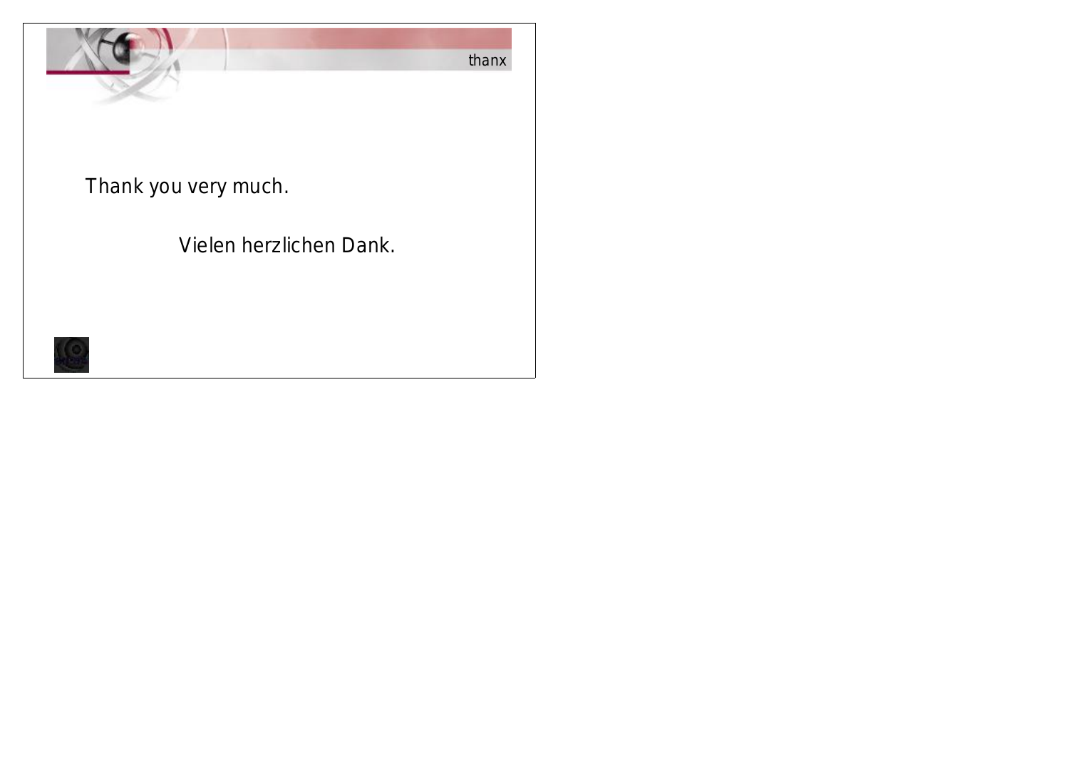thanx

Thank you very much.

Vielen herzlichen Dank.